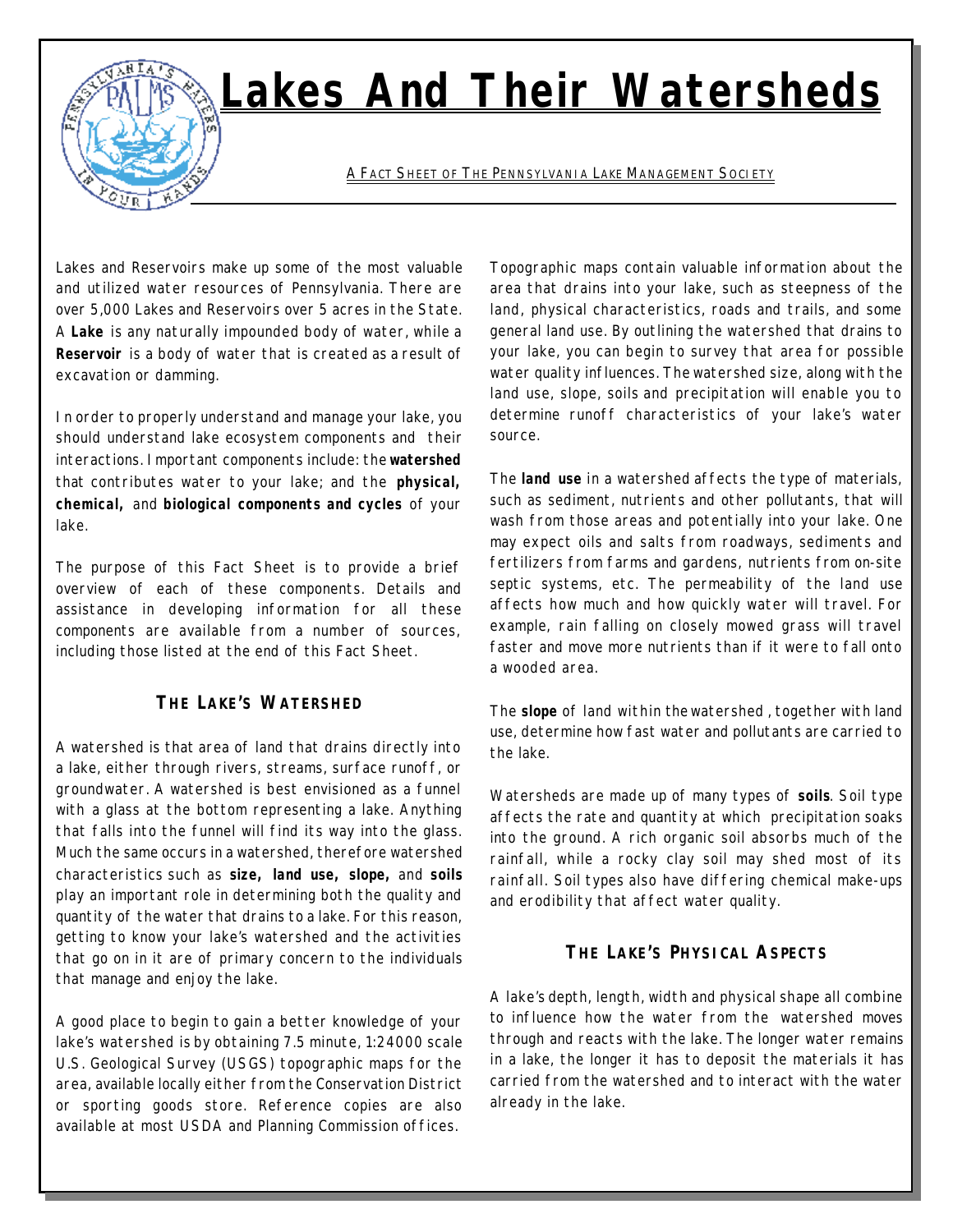# Lakes And Their Watersheds

A FACT SHEET OF THE PENNSYLVANIA LAKE MANAGEMENT SOCIETY

Lakes and Reservoirs make up some of the most valuable and utilized water resources of Pennsylvania. There are over 5,000 Lakes and Reservoirs over 5 acres in the State. A **Lake** is any naturally impounded body of water, while a **Reservoir** is a body of water that is created as a result of excavation or damming.

In order to properly understand and manage your lake, you should understand lake ecosystem components and their interactions. Important components include: the **watershed** that contributes water to your lake; and the **physical, chemical,** and **biological components and cycles** of your lake.

The purpose of this Fact Sheet is to provide a brief overview of each of these components. Details and assistance in developing information for all these components are available from a number of sources, including those listed at the end of this Fact Sheet.

## THE LAKE'S WATERSHED

A watershed is that area of land that drains directly into a lake, either through rivers, streams, surface runoff, or groundwater. A watershed is best envisioned as a funnel with a glass at the bottom representing a lake. Anything that falls into the funnel will find its way into the glass. Much the same occurs in a watershed, therefore watershed characteristics such as **size, land use, slope,** and **soils** play an important role in determining both the quality and quantity of the water that drains to a lake. For this reason, getting to know your lake's watershed and the activities that go on in it are of primary concern to the individuals that manage and enjoy the lake.

A good place to begin to gain a better knowledge of your lake's watershed is by obtaining 7.5 minute, 1:24000 scale U.S. Geological Survey (USGS) topographic maps for the area, available locally either from the Conservation District or sporting goods store. Reference copies are also available at most USDA and Planning Commission offices.

Topographic maps contain valuable information about the area that drains into your lake, such as steepness of the land, physical characteristics, roads and trails, and some general land use. By outlining the watershed that drains to your lake, you can begin to survey that area for possible water quality influences. The watershed size, along with the land use, slope, soils and precipitation will enable you to determine runoff characteristics of your lake's water source.

The **land use** in a watershed affects the type of materials, such as sediment, nutrients and other pollutants, that will wash from those areas and potentially into your lake. One may expect oils and salts from roadways, sediments and fertilizers from farms and gardens, nutrients from on-site septic systems, etc. The permeability of the land use affects how much and how quickly water will travel. For example, rain falling on closely mowed grass will travel faster and move more nutrients than if it were to fall onto a wooded area.

The **slope** of land within the watershed, together with land use, determine how fast water and pollutants are carried to the lake.

Watersheds are made up of many types of **soils**. Soil type affects the rate and quantity at which precipitation soaks into the ground. A rich organic soil absorbs much of the rainfall, while a rocky clay soil may shed most of its rainfall. Soil types also have differing chemical make-ups and erodibility that affect water quality.

## THE LAKE'S PHYSICAL ASPECTS

A lake's depth, length, width and physical shape all combine to influence how the water from the watershed moves through and reacts with the lake. The longer water remains in a lake, the longer it has to deposit the materials it has carried from the watershed and to interact with the water already in the lake.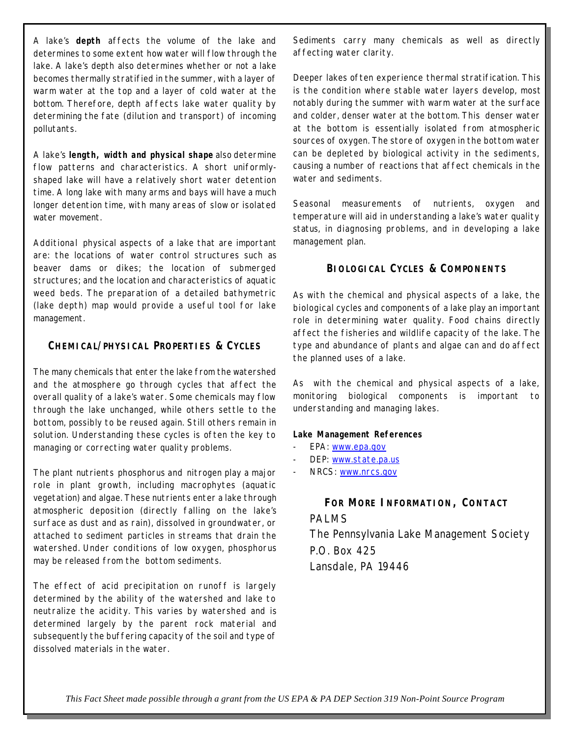A lake's **depth** affects the volume of the lake and determines to some extent how water will flow through the lake. A lake's depth also determines whether or not a lake becomes thermally stratified in the summer, with a layer of warm water at the top and a layer of cold water at the bottom. Therefore, depth affects lake water quality by determining the fate (dilution and transport) of incoming pollutants.

A lake's **length, width and physical shape** also determine flow patterns and characteristics. A short uniformly-shaped lake will have a relatively short water detention time. A long lake with many arms and bays will have a much longer detention time, with many areas of slow or isolated water movement.

Additional physical aspects of a lake that are important are: the locations of water control structures such as beaver dams or dikes; the location of submerged structures; and the location and characteristics of aquatic weed beds. The preparation of a detailed bathymetric (lake depth) map would provide a useful tool for lake management.

## CHEMICAL/PHYSICAL PROPERTIES & CYCLES

The many chemicals that enter the lake from the watershed and the atmosphere go through cycles that affect the overall quality of a lake's water. Some chemicals may flow through the lake unchanged, while others settle to the bottom, possibly to be reused again. Still others remain in solution. Understanding these cycles is often the key to managing or correcting water quality problems.

The plant nutrients phosphorus and nitrogen play a major role in plant growth, including macrophytes (aquatic vegetation) and algae. These nutrients enter a lake through atmospheric deposition (directly falling on the lake's surface as dust and as rain), dissolved in groundwater, or attached to sediment particles in streams that drain the watershed. Under conditions of low oxygen, phosphorus may be released from the bottom sediments.

The effect of acid precipitation on runoff is largely determined by the ability of the watershed and lake to neutralize the acidity. This varies by watershed and is determined largely by the parent rock material and subsequently the buffering capacity of the soil and type of dissolved materials in the water.

Sediments carry many chemicals as well as directly affecting water clarity.

Deeper lakes often experience thermal stratification. This is the condition where stable water layers develop, most notably during the summer with warm water at the surface and colder, denser water at the bottom. This denser water at the bottom is essentially isolated from atmospheric sources of oxygen. The store of oxygen in the bottom water can be depleted by biological activity in the sediments, causing a number of reactions that affect chemicals in the water and sediments.

Seasonal measurements of nutrients, oxygen and temperature will aid in understanding a lake's water quality status, in diagnosing problems, and in developing a lake management plan.

## BIOLOGICAL CYCLES & COMPONENTS

As with the chemical and physical aspects of a lake, the biological cycles and components of a lake play an important role in determining water quality. Food chains directly affect the fisheries and wildlife capacity of the lake. The type and abundance of plants and algae can and do affect the planned uses of a lake.

As with the chemical and physical aspects of a lake, monitoring biological components is important to understanding and managing lakes.

**Lake Management References**

- EPA: www.epa.gov
- DEP: www.state.pa.us
- NRCS: www.nrcs.gov

## FOR MORE INFORMATION, CONTACT

PALMS
The Pennsylvania Lake Management Society
P.O. Box 425
Lansdale, PA 19446

*This Fact Sheet made possible through a grant from the US EPA & PA DEP Section 319 Non-Point Source Program*